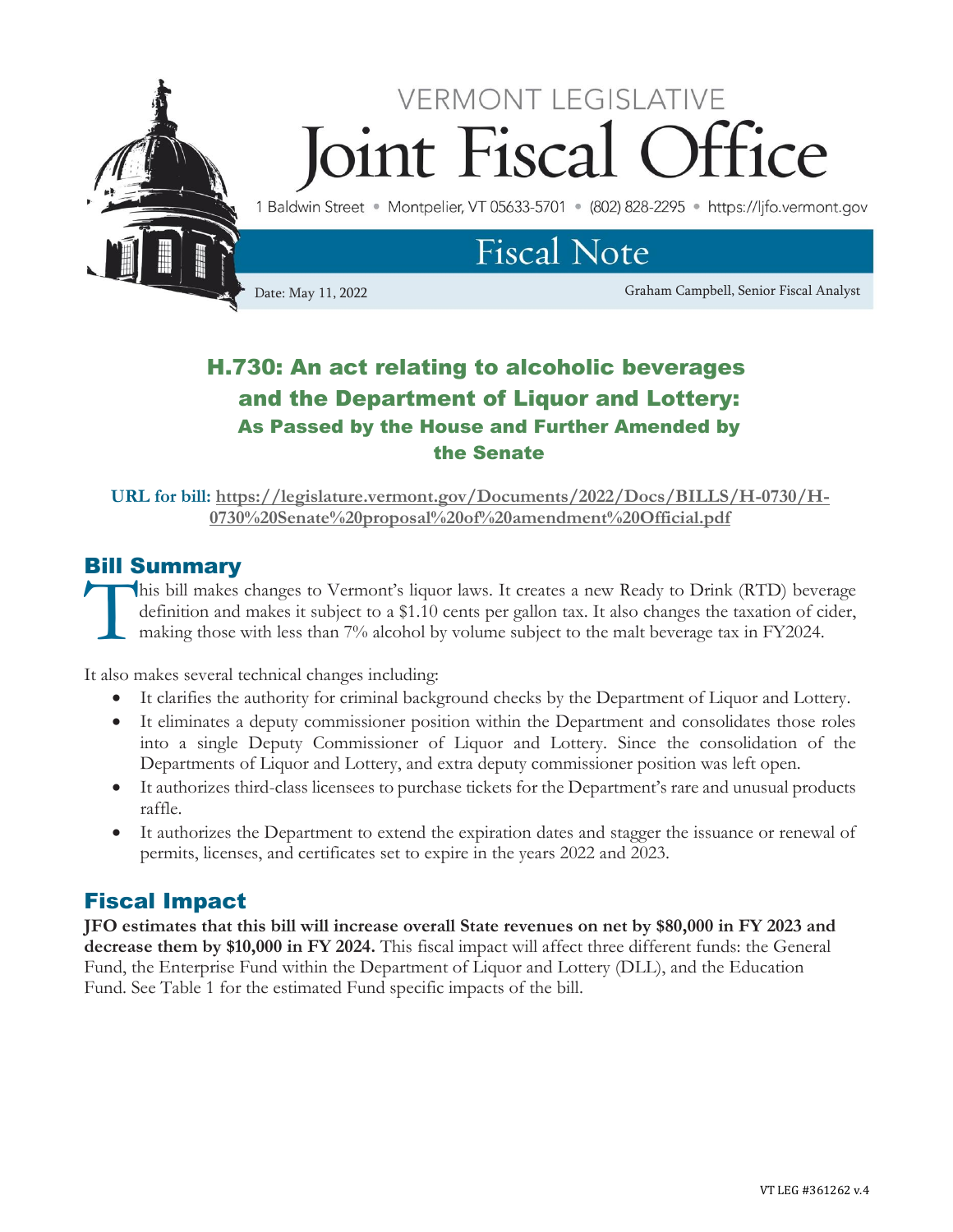VERMONT LEGISLATIVE

# Joint Fiscal Office

1 Baldwin Street • Montpelier, VT 05633-5701 • (802) 828-2295 • https://ljfo.vermont.gov

## Fiscal Note

Date: May 11, 2022

Graham Campbell, Senior Fiscal Analyst

# H.730: An act relating to alcoholic beverages and the Department of Liquor and Lottery:

### As Passed by the House and Further Amended by the Senate

**URL for bill:** [https://legislature.vermont.gov/Documents/2022/Docs/BILLS/H-0730/H-0730%20Senate%20proposal%20of%20amendment%20Official.pdf](https://legislature.vermont.gov/Documents/2022/Docs/BILLS/H-0730/H-0730%20Senate%20proposal%20of%20amendment%20Official.pdf)

## Bill Summary

This bill makes changes to Vermont's liquor laws. It creates a new Ready to Drink (RTD) beverage definition and makes it subject to a $1.10 cents per gallon tax. It also changes the taxation of cider, making those with less than 7% alcohol by volume subject to the malt beverage tax in FY2024.

It also makes several technical changes including:

- It clarifies the authority for criminal background checks by the Department of Liquor and Lottery.
- It eliminates a deputy commissioner position within the Department and consolidates those roles into a single Deputy Commissioner of Liquor and Lottery. Since the consolidation of the Departments of Liquor and Lottery, and extra deputy commissioner position was left open.
- It authorizes third-class licensees to purchase tickets for the Department's rare and unusual products raffle.
- It authorizes the Department to extend the expiration dates and stagger the issuance or renewal of permits, licenses, and certificates set to expire in the years 2022 and 2023.

## Fiscal Impact

**JFO estimates that this bill will increase overall State revenues on net by $80,000 in FY 2023 and decrease them by $10,000 in FY 2024.** This fiscal impact will affect three different funds: the General Fund, the Enterprise Fund within the Department of Liquor and Lottery (DLL), and the Education Fund. See Table 1 for the estimated Fund specific impacts of the bill.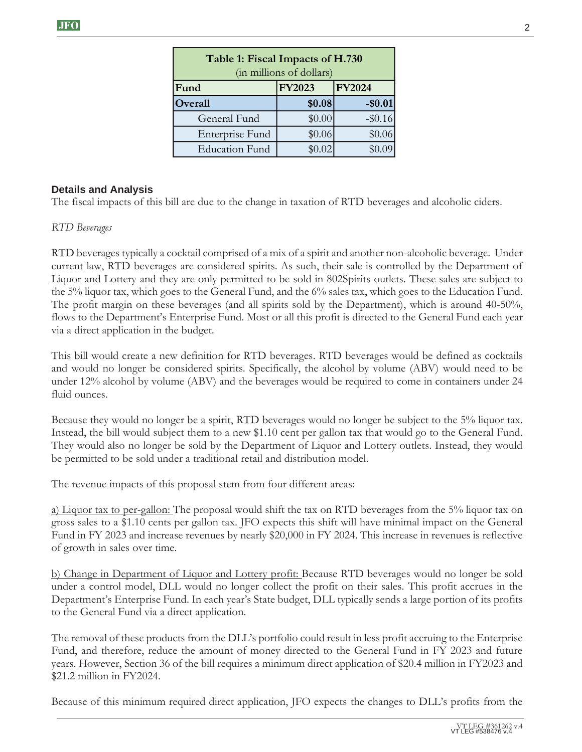| Table 1: Fiscal Impacts of H.730 (in millions of dollars) | | |
|---|---|---|
| **Fund** | **FY2023** | **FY2024** |
| **Overall** | **$0.08** | **-$0.01** |
| General Fund | $0.00 | -$0.16 |
| Enterprise Fund | $0.06 | $0.06 |
| Education Fund | $0.02 | $0.09 |

### Details and Analysis

The fiscal impacts of this bill are due to the change in taxation of RTD beverages and alcoholic ciders.

*RTD Beverages*

RTD beverages typically a cocktail comprised of a mix of a spirit and another non-alcoholic beverage. Under current law, RTD beverages are considered spirits. As such, their sale is controlled by the Department of Liquor and Lottery and they are only permitted to be sold in 802Spirits outlets. These sales are subject to the 5% liquor tax, which goes to the General Fund, and the 6% sales tax, which goes to the Education Fund. The profit margin on these beverages (and all spirits sold by the Department), which is around 40-50%, flows to the Department's Enterprise Fund. Most or all this profit is directed to the General Fund each year via a direct application in the budget.

This bill would create a new definition for RTD beverages. RTD beverages would be defined as cocktails and would no longer be considered spirits. Specifically, the alcohol by volume (ABV) would need to be under 12% alcohol by volume (ABV) and the beverages would be required to come in containers under 24 fluid ounces.

Because they would no longer be a spirit, RTD beverages would no longer be subject to the 5% liquor tax. Instead, the bill would subject them to a new $1.10 cent per gallon tax that would go to the General Fund. They would also no longer be sold by the Department of Liquor and Lottery outlets. Instead, they would be permitted to be sold under a traditional retail and distribution model.

The revenue impacts of this proposal stem from four different areas:

<u>a) Liquor tax to per-gallon:</u> The proposal would shift the tax on RTD beverages from the 5% liquor tax on gross sales to a $1.10 cents per gallon tax. JFO expects this shift will have minimal impact on the General Fund in FY 2023 and increase revenues by nearly $20,000 in FY 2024. This increase in revenues is reflective of growth in sales over time.

<u>b) Change in Department of Liquor and Lottery profit:</u> Because RTD beverages would no longer be sold under a control model, DLL would no longer collect the profit on their sales. This profit accrues in the Department's Enterprise Fund. In each year's State budget, DLL typically sends a large portion of its profits to the General Fund via a direct application.

The removal of these products from the DLL's portfolio could result in less profit accruing to the Enterprise Fund, and therefore, reduce the amount of money directed to the General Fund in FY 2023 and future years. However, Section 36 of the bill requires a minimum direct application of $20.4 million in FY2023 and $21.2 million in FY2024.

Because of this minimum required direct application, JFO expects the changes to DLL's profits from the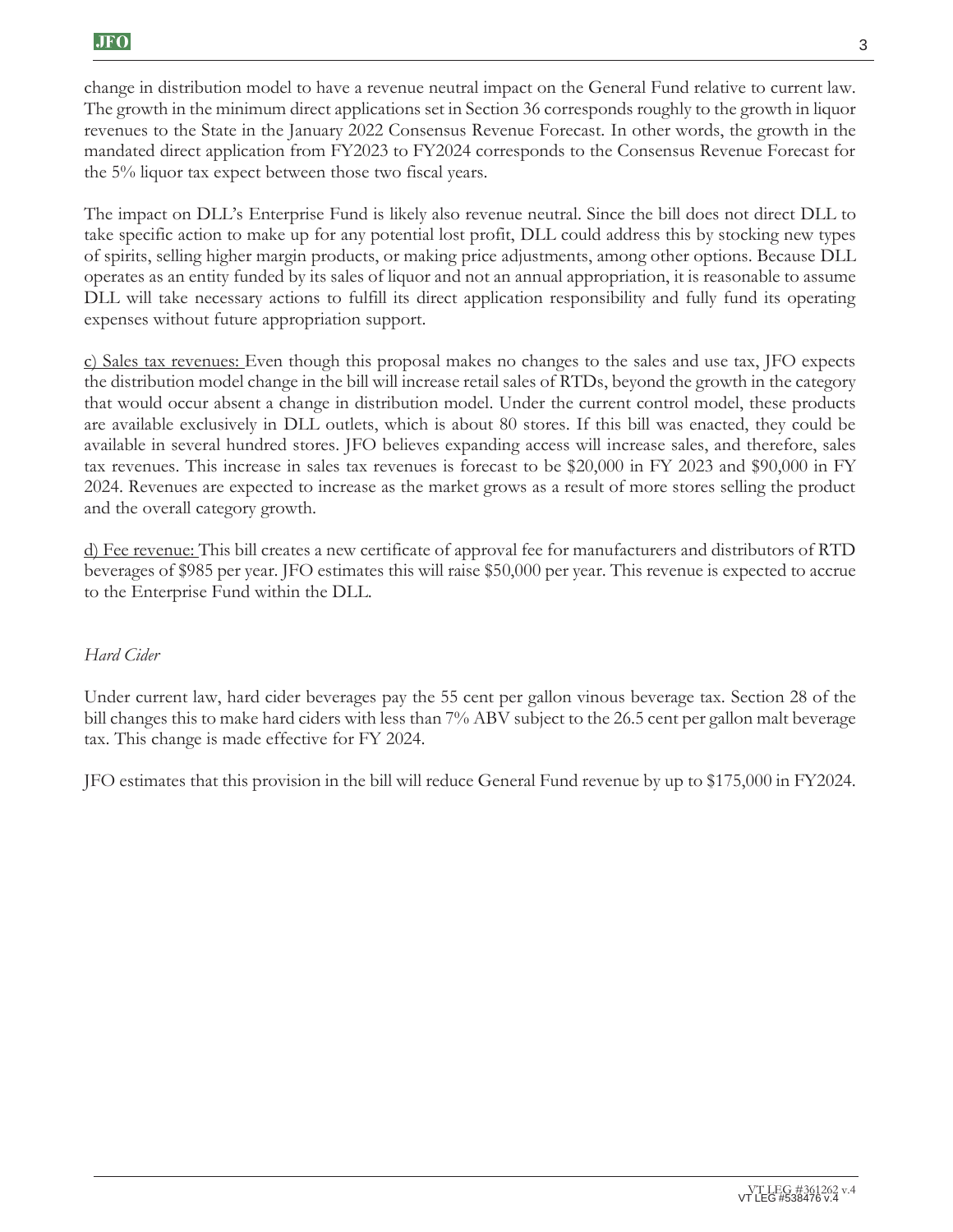change in distribution model to have a revenue neutral impact on the General Fund relative to current law. The growth in the minimum direct applications set in Section 36 corresponds roughly to the growth in liquor revenues to the State in the January 2022 Consensus Revenue Forecast. In other words, the growth in the mandated direct application from FY2023 to FY2024 corresponds to the Consensus Revenue Forecast for the 5% liquor tax expect between those two fiscal years.

The impact on DLL's Enterprise Fund is likely also revenue neutral. Since the bill does not direct DLL to take specific action to make up for any potential lost profit, DLL could address this by stocking new types of spirits, selling higher margin products, or making price adjustments, among other options. Because DLL operates as an entity funded by its sales of liquor and not an annual appropriation, it is reasonable to assume DLL will take necessary actions to fulfill its direct application responsibility and fully fund its operating expenses without future appropriation support.

<u>c) Sales tax revenues:</u> Even though this proposal makes no changes to the sales and use tax, JFO expects the distribution model change in the bill will increase retail sales of RTDs, beyond the growth in the category that would occur absent a change in distribution model. Under the current control model, these products are available exclusively in DLL outlets, which is about 80 stores. If this bill was enacted, they could be available in several hundred stores. JFO believes expanding access will increase sales, and therefore, sales tax revenues. This increase in sales tax revenues is forecast to be $20,000 in FY 2023 and $90,000 in FY 2024. Revenues are expected to increase as the market grows as a result of more stores selling the product and the overall category growth.

<u>d) Fee revenue:</u> This bill creates a new certificate of approval fee for manufacturers and distributors of RTD beverages of $985 per year. JFO estimates this will raise $50,000 per year. This revenue is expected to accrue to the Enterprise Fund within the DLL.

*Hard Cider*

Under current law, hard cider beverages pay the 55 cent per gallon vinous beverage tax. Section 28 of the bill changes this to make hard ciders with less than 7% ABV subject to the 26.5 cent per gallon malt beverage tax. This change is made effective for FY 2024.

JFO estimates that this provision in the bill will reduce General Fund revenue by up to $175,000 in FY2024.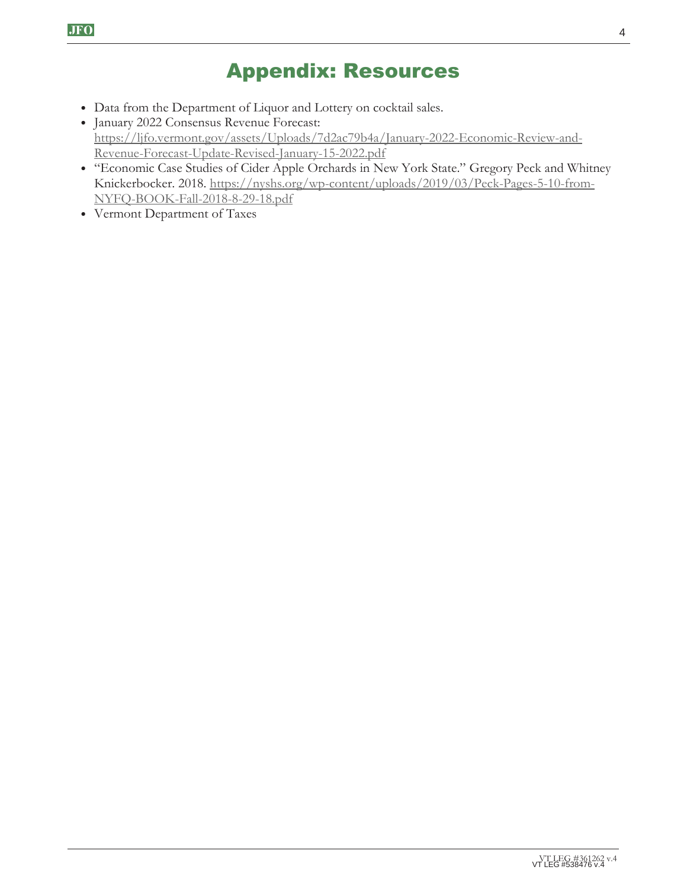# Appendix: Resources

- Data from the Department of Liquor and Lottery on cocktail sales.
- January 2022 Consensus Revenue Forecast: https://ljfo.vermont.gov/assets/Uploads/7d2ac79b4a/January-2022-Economic-Review-and-Revenue-Forecast-Update-Revised-January-15-2022.pdf
- "Economic Case Studies of Cider Apple Orchards in New York State." Gregory Peck and Whitney Knickerbocker. 2018. https://nyshs.org/wp-content/uploads/2019/03/Peck-Pages-5-10-from-NYFQ-BOOK-Fall-2018-8-29-18.pdf
- Vermont Department of Taxes